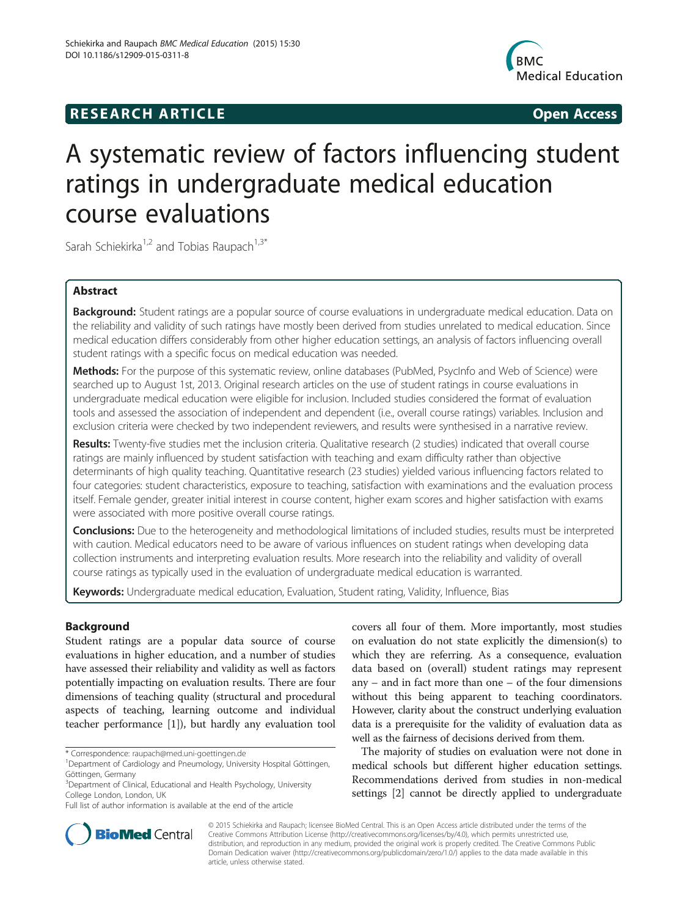**RESEARCH ARTICLE** **Open Access**

# A systematic review of factors influencing student ratings in undergraduate medical education course evaluations

Sarah Schiekirka[1,2] and Tobias Raupach[1,3*]

## Abstract

**Background:** Student ratings are a popular source of course evaluations in undergraduate medical education. Data on the reliability and validity of such ratings have mostly been derived from studies unrelated to medical education. Since medical education differs considerably from other higher education settings, an analysis of factors influencing overall student ratings with a specific focus on medical education was needed.

**Methods:** For the purpose of this systematic review, online databases (PubMed, PsycInfo and Web of Science) were searched up to August 1st, 2013. Original research articles on the use of student ratings in course evaluations in undergraduate medical education were eligible for inclusion. Included studies considered the format of evaluation tools and assessed the association of independent and dependent (i.e., overall course ratings) variables. Inclusion and exclusion criteria were checked by two independent reviewers, and results were synthesised in a narrative review.

**Results:** Twenty-five studies met the inclusion criteria. Qualitative research (2 studies) indicated that overall course ratings are mainly influenced by student satisfaction with teaching and exam difficulty rather than objective determinants of high quality teaching. Quantitative research (23 studies) yielded various influencing factors related to four categories: student characteristics, exposure to teaching, satisfaction with examinations and the evaluation process itself. Female gender, greater initial interest in course content, higher exam scores and higher satisfaction with exams were associated with more positive overall course ratings.

**Conclusions:** Due to the heterogeneity and methodological limitations of included studies, results must be interpreted with caution. Medical educators need to be aware of various influences on student ratings when developing data collection instruments and interpreting evaluation results. More research into the reliability and validity of overall course ratings as typically used in the evaluation of undergraduate medical education is warranted.

**Keywords:** Undergraduate medical education, Evaluation, Student rating, Validity, Influence, Bias

## Background

Student ratings are a popular data source of course evaluations in higher education, and a number of studies have assessed their reliability and validity as well as factors potentially impacting on evaluation results. There are four dimensions of teaching quality (structural and procedural aspects of teaching, learning outcome and individual teacher performance [1]), but hardly any evaluation tool covers all four of them. More importantly, most studies on evaluation do not state explicitly the dimension(s) to which they are referring. As a consequence, evaluation data based on (overall) student ratings may represent any – and in fact more than one – of the four dimensions without this being apparent to teaching coordinators. However, clarity about the construct underlying evaluation data is a prerequisite for the validity of evaluation data as well as the fairness of decisions derived from them.

The majority of studies on evaluation were not done in medical schools but different higher education settings. Recommendations derived from studies in non-medical settings [2] cannot be directly applied to undergraduate

\* Correspondence: raupach@med.uni-goettingen.de
[1]Department of Cardiology and Pneumology, University Hospital Göttingen, Göttingen, Germany
[3]Department of Clinical, Educational and Health Psychology, University College London, London, UK
Full list of author information is available at the end of the article

© 2015 Schiekirka and Raupach; licensee BioMed Central. This is an Open Access article distributed under the terms of the Creative Commons Attribution License (http://creativecommons.org/licenses/by/4.0), which permits unrestricted use, distribution, and reproduction in any medium, provided the original work is properly credited. The Creative Commons Public Domain Dedication waiver (http://creativecommons.org/publicdomain/zero/1.0/) applies to the data made available in this article, unless otherwise stated.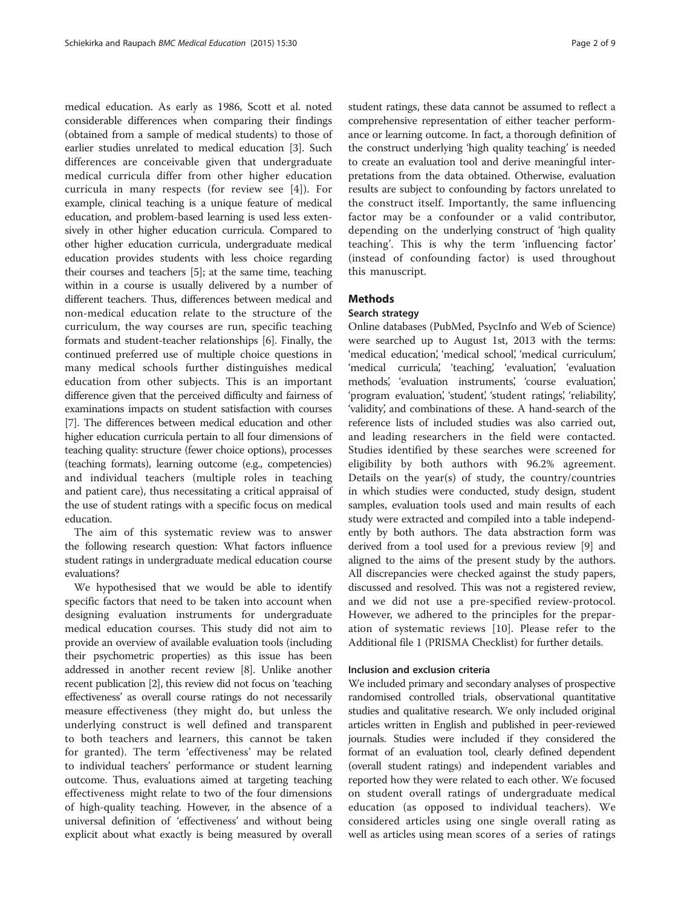medical education. As early as 1986, Scott et al. noted considerable differences when comparing their findings (obtained from a sample of medical students) to those of earlier studies unrelated to medical education [3]. Such differences are conceivable given that undergraduate medical curricula differ from other higher education curricula in many respects (for review see [4]). For example, clinical teaching is a unique feature of medical education, and problem-based learning is used less extensively in other higher education curricula. Compared to other higher education curricula, undergraduate medical education provides students with less choice regarding their courses and teachers [5]; at the same time, teaching within in a course is usually delivered by a number of different teachers. Thus, differences between medical and non-medical education relate to the structure of the curriculum, the way courses are run, specific teaching formats and student-teacher relationships [6]. Finally, the continued preferred use of multiple choice questions in many medical schools further distinguishes medical education from other subjects. This is an important difference given that the perceived difficulty and fairness of examinations impacts on student satisfaction with courses [7]. The differences between medical education and other higher education curricula pertain to all four dimensions of teaching quality: structure (fewer choice options), processes (teaching formats), learning outcome (e.g., competencies) and individual teachers (multiple roles in teaching and patient care), thus necessitating a critical appraisal of the use of student ratings with a specific focus on medical education.

The aim of this systematic review was to answer the following research question: What factors influence student ratings in undergraduate medical education course evaluations?

We hypothesised that we would be able to identify specific factors that need to be taken into account when designing evaluation instruments for undergraduate medical education courses. This study did not aim to provide an overview of available evaluation tools (including their psychometric properties) as this issue has been addressed in another recent review [8]. Unlike another recent publication [2], this review did not focus on 'teaching effectiveness' as overall course ratings do not necessarily measure effectiveness (they might do, but unless the underlying construct is well defined and transparent to both teachers and learners, this cannot be taken for granted). The term 'effectiveness' may be related to individual teachers' performance or student learning outcome. Thus, evaluations aimed at targeting teaching effectiveness might relate to two of the four dimensions of high-quality teaching. However, in the absence of a universal definition of 'effectiveness' and without being explicit about what exactly is being measured by overall student ratings, these data cannot be assumed to reflect a comprehensive representation of either teacher performance or learning outcome. In fact, a thorough definition of the construct underlying 'high quality teaching' is needed to create an evaluation tool and derive meaningful interpretations from the data obtained. Otherwise, evaluation results are subject to confounding by factors unrelated to the construct itself. Importantly, the same influencing factor may be a confounder or a valid contributor, depending on the underlying construct of 'high quality teaching'. This is why the term 'influencing factor' (instead of confounding factor) is used throughout this manuscript.

## Methods

### Search strategy

Online databases (PubMed, PsycInfo and Web of Science) were searched up to August 1st, 2013 with the terms: 'medical education', 'medical school', 'medical curriculum', 'medical curricula', 'teaching', 'evaluation', 'evaluation methods', 'evaluation instruments', 'course evaluation', 'program evaluation', 'student', 'student ratings', 'reliability', 'validity', and combinations of these. A hand-search of the reference lists of included studies was also carried out, and leading researchers in the field were contacted. Studies identified by these searches were screened for eligibility by both authors with 96.2% agreement. Details on the year(s) of study, the country/countries in which studies were conducted, study design, student samples, evaluation tools used and main results of each study were extracted and compiled into a table independently by both authors. The data abstraction form was derived from a tool used for a previous review [9] and aligned to the aims of the present study by the authors. All discrepancies were checked against the study papers, discussed and resolved. This was not a registered review, and we did not use a pre-specified review-protocol. However, we adhered to the principles for the preparation of systematic reviews [10]. Please refer to the Additional file 1 (PRISMA Checklist) for further details.

### Inclusion and exclusion criteria

We included primary and secondary analyses of prospective randomised controlled trials, observational quantitative studies and qualitative research. We only included original articles written in English and published in peer-reviewed journals. Studies were included if they considered the format of an evaluation tool, clearly defined dependent (overall student ratings) and independent variables and reported how they were related to each other. We focused on student overall ratings of undergraduate medical education (as opposed to individual teachers). We considered articles using one single overall rating as well as articles using mean scores of a series of ratings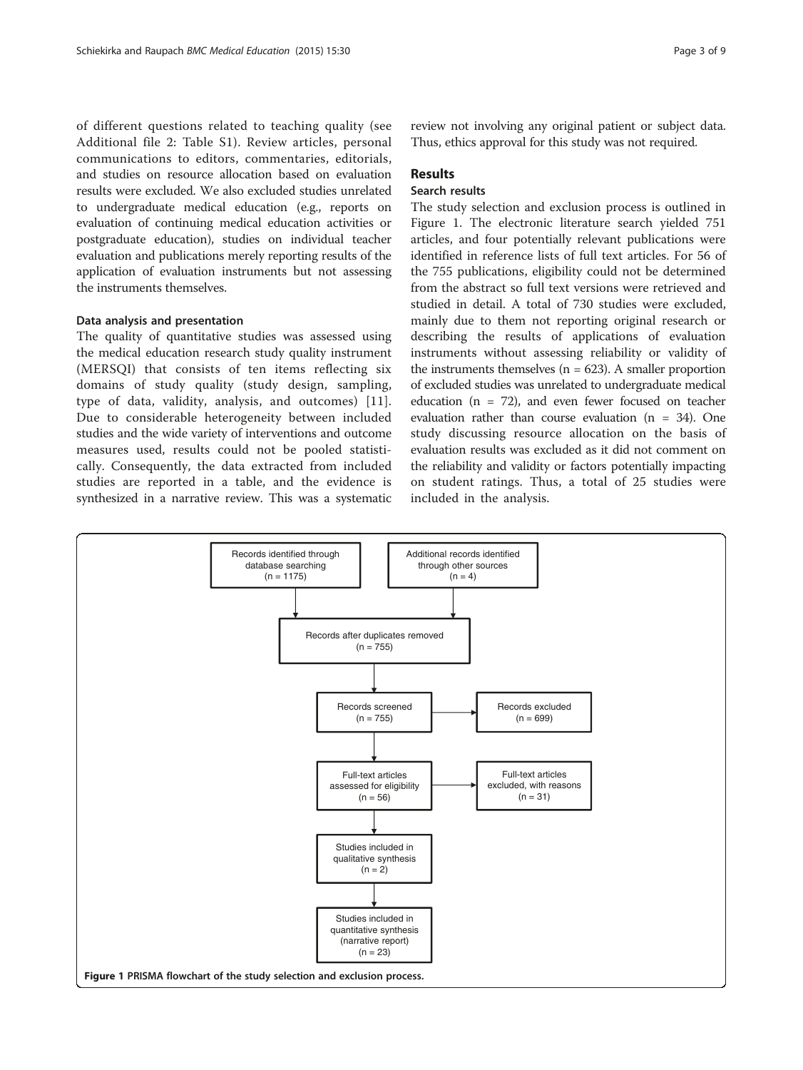of different questions related to teaching quality (see Additional file 2: Table S1). Review articles, personal communications to editors, commentaries, editorials, and studies on resource allocation based on evaluation results were excluded. We also excluded studies unrelated to undergraduate medical education (e.g., reports on evaluation of continuing medical education activities or postgraduate education), studies on individual teacher evaluation and publications merely reporting results of the application of evaluation instruments but not assessing the instruments themselves.

### Data analysis and presentation

The quality of quantitative studies was assessed using the medical education research study quality instrument (MERSQI) that consists of ten items reflecting six domains of study quality (study design, sampling, type of data, validity, analysis, and outcomes) [11]. Due to considerable heterogeneity between included studies and the wide variety of interventions and outcome measures used, results could not be pooled statistically. Consequently, the data extracted from included studies are reported in a table, and the evidence is synthesized in a narrative review. This was a systematic review not involving any original patient or subject data. Thus, ethics approval for this study was not required.

## Results

### Search results

The study selection and exclusion process is outlined in Figure 1. The electronic literature search yielded 751 articles, and four potentially relevant publications were identified in reference lists of full text articles. For 56 of the 755 publications, eligibility could not be determined from the abstract so full text versions were retrieved and studied in detail. A total of 730 studies were excluded, mainly due to them not reporting original research or describing the results of applications of evaluation instruments without assessing reliability or validity of the instruments themselves (n = 623). A smaller proportion of excluded studies was unrelated to undergraduate medical education (n = 72), and even fewer focused on teacher evaluation rather than course evaluation (n = 34). One study discussing resource allocation on the basis of evaluation results was excluded as it did not comment on the reliability and validity or factors potentially impacting on student ratings. Thus, a total of 25 studies were included in the analysis.

Records identified through database searching (n = 1175)

Additional records identified through other sources (n = 4)

Records after duplicates removed (n = 755)

Records screened (n = 755)

Records excluded (n = 699)

Full-text articles assessed for eligibility (n = 56)

Full-text articles excluded, with reasons (n = 31)

Studies included in qualitative synthesis (n = 2)

Studies included in quantitative synthesis (narrative report) (n = 23)

**Figure 1 PRISMA flowchart of the study selection and exclusion process.**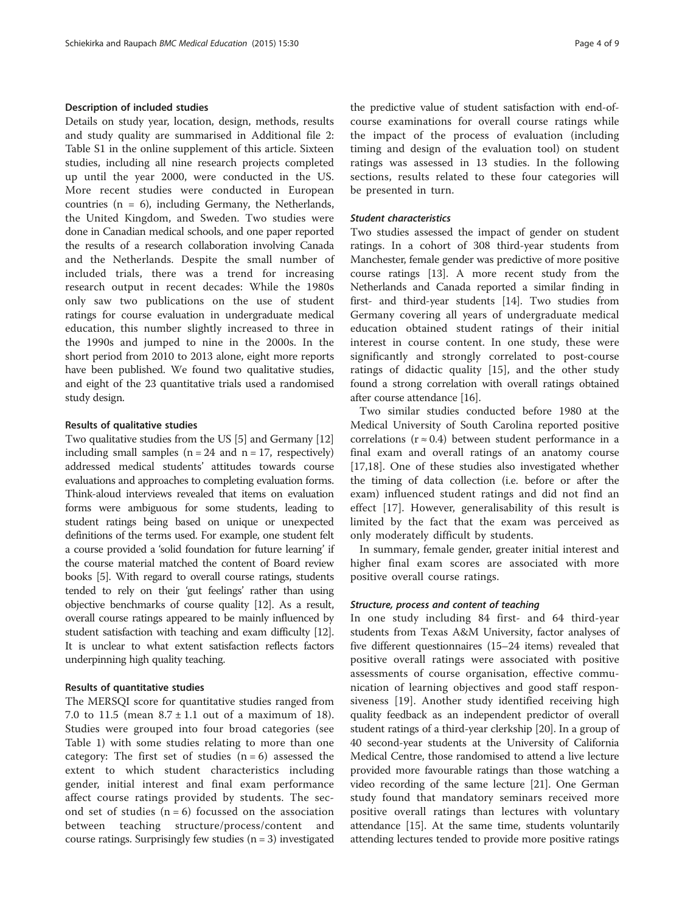### Description of included studies

Details on study year, location, design, methods, results and study quality are summarised in Additional file 2: Table S1 in the online supplement of this article. Sixteen studies, including all nine research projects completed up until the year 2000, were conducted in the US. More recent studies were conducted in European countries (n = 6), including Germany, the Netherlands, the United Kingdom, and Sweden. Two studies were done in Canadian medical schools, and one paper reported the results of a research collaboration involving Canada and the Netherlands. Despite the small number of included trials, there was a trend for increasing research output in recent decades: While the 1980s only saw two publications on the use of student ratings for course evaluation in undergraduate medical education, this number slightly increased to three in the 1990s and jumped to nine in the 2000s. In the short period from 2010 to 2013 alone, eight more reports have been published. We found two qualitative studies, and eight of the 23 quantitative trials used a randomised study design.

### Results of qualitative studies

Two qualitative studies from the US [5] and Germany [12] including small samples (n = 24 and n = 17, respectively) addressed medical students' attitudes towards course evaluations and approaches to completing evaluation forms. Think-aloud interviews revealed that items on evaluation forms were ambiguous for some students, leading to student ratings being based on unique or unexpected definitions of the terms used. For example, one student felt a course provided a 'solid foundation for future learning' if the course material matched the content of Board review books [5]. With regard to overall course ratings, students tended to rely on their 'gut feelings' rather than using objective benchmarks of course quality [12]. As a result, overall course ratings appeared to be mainly influenced by student satisfaction with teaching and exam difficulty [12]. It is unclear to what extent satisfaction reflects factors underpinning high quality teaching.

### Results of quantitative studies

The MERSQI score for quantitative studies ranged from 7.0 to 11.5 (mean 8.7 ± 1.1 out of a maximum of 18). Studies were grouped into four broad categories (see Table 1) with some studies relating to more than one category: The first set of studies (n = 6) assessed the extent to which student characteristics including gender, initial interest and final exam performance affect course ratings provided by students. The second set of studies (n = 6) focussed on the association between teaching structure/process/content and course ratings. Surprisingly few studies (n = 3) investigated the predictive value of student satisfaction with end-of-course examinations for overall course ratings while the impact of the process of evaluation (including timing and design of the evaluation tool) on student ratings was assessed in 13 studies. In the following sections, results related to these four categories will be presented in turn.

#### *Student characteristics*

Two studies assessed the impact of gender on student ratings. In a cohort of 308 third-year students from Manchester, female gender was predictive of more positive course ratings [13]. A more recent study from the Netherlands and Canada reported a similar finding in first- and third-year students [14]. Two studies from Germany covering all years of undergraduate medical education obtained student ratings of their initial interest in course content. In one study, these were significantly and strongly correlated to post-course ratings of didactic quality [15], and the other study found a strong correlation with overall ratings obtained after course attendance [16].

Two similar studies conducted before 1980 at the Medical University of South Carolina reported positive correlations (r ≈ 0.4) between student performance in a final exam and overall ratings of an anatomy course [17,18]. One of these studies also investigated whether the timing of data collection (i.e. before or after the exam) influenced student ratings and did not find an effect [17]. However, generalisability of this result is limited by the fact that the exam was perceived as only moderately difficult by students.

In summary, female gender, greater initial interest and higher final exam scores are associated with more positive overall course ratings.

#### *Structure, process and content of teaching*

In one study including 84 first- and 64 third-year students from Texas A&M University, factor analyses of five different questionnaires (15–24 items) revealed that positive overall ratings were associated with positive assessments of course organisation, effective communication of learning objectives and good staff responsiveness [19]. Another study identified receiving high quality feedback as an independent predictor of overall student ratings of a third-year clerkship [20]. In a group of 40 second-year students at the University of California Medical Centre, those randomised to attend a live lecture provided more favourable ratings than those watching a video recording of the same lecture [21]. One German study found that mandatory seminars received more positive overall ratings than lectures with voluntary attendance [15]. At the same time, students voluntarily attending lectures tended to provide more positive ratings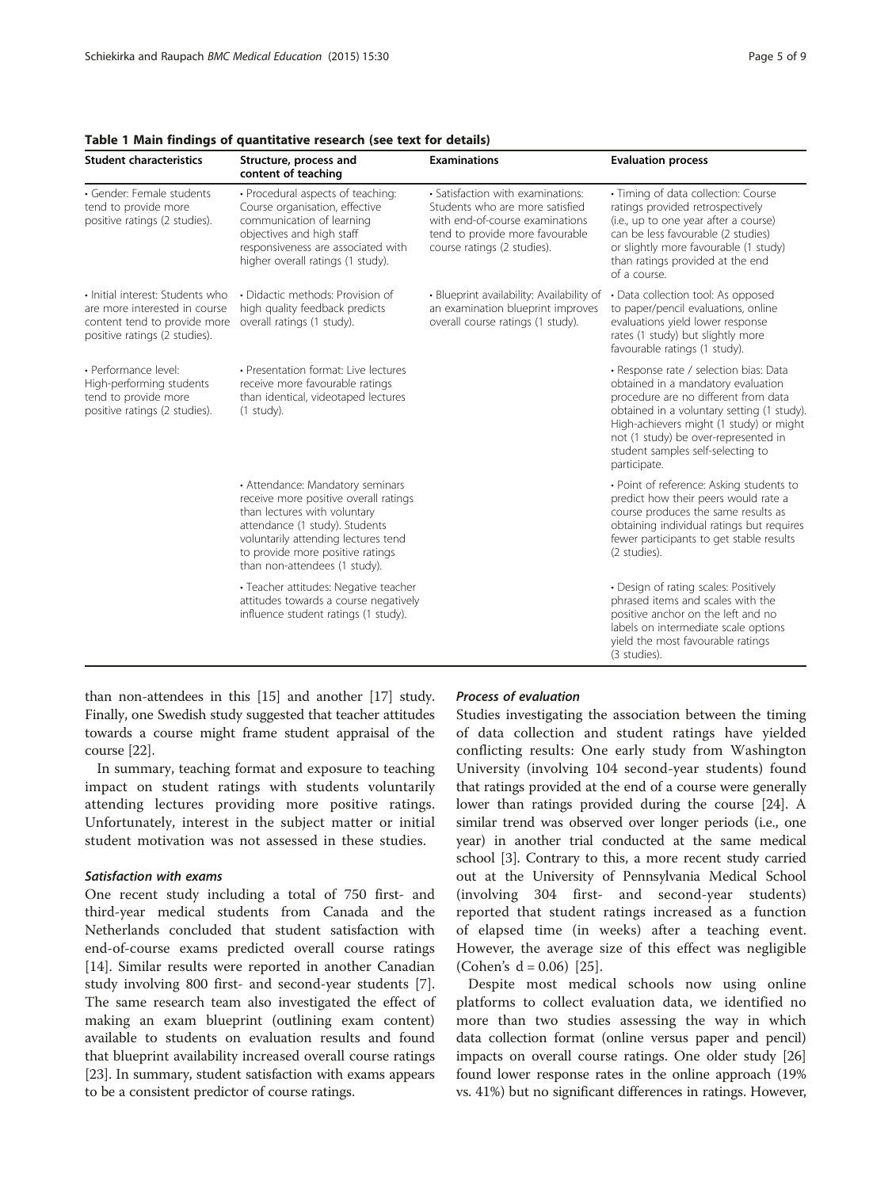**Table 1 Main findings of quantitative research (see text for details)**

| Student characteristics | Structure, process and content of teaching | Examinations | Evaluation process |
|---|---|---|---|
| • Gender: Female students tend to provide more positive ratings (2 studies). | • Procedural aspects of teaching: Course organisation, effective communication of learning objectives and high staff responsiveness are associated with higher overall ratings (1 study). | • Satisfaction with examinations: Students who are more satisfied with end-of-course examinations tend to provide more favourable course ratings (2 studies). | • Timing of data collection: Course ratings provided retrospectively (i.e., up to one year after a course) can be less favourable (2 studies) or slightly more favourable (1 study) than ratings provided at the end of a course. |
| • Initial interest: Students who are more interested in course content tend to provide more positive ratings (2 studies). | • Didactic methods: Provision of high quality feedback predicts overall ratings (1 study). | • Blueprint availability: Availability of an examination blueprint improves overall course ratings (1 study). | • Data collection tool: As opposed to paper/pencil evaluations, online evaluations yield lower response rates (1 study) but slightly more favourable ratings (1 study). |
| • Performance level: High-performing students tend to provide more positive ratings (2 studies). | • Presentation format: Live lectures receive more favourable ratings than identical, videotaped lectures (1 study). | | • Response rate / selection bias: Data obtained in a mandatory evaluation procedure are no different from data obtained in a voluntary setting (1 study). High-achievers might (1 study) or might not (1 study) be over-represented in student samples self-selecting to participate. |
| | • Attendance: Mandatory seminars receive more positive overall ratings than lectures with voluntary attendance (1 study). Students voluntarily attending lectures tend to provide more positive ratings than non-attendees (1 study). | | • Point of reference: Asking students to predict how their peers would rate a course produces the same results as obtaining individual ratings but requires fewer participants to get stable results (2 studies). |
| | • Teacher attitudes: Negative teacher attitudes towards a course negatively influence student ratings (1 study). | | • Design of rating scales: Positively phrased items and scales with the positive anchor on the left and no labels on intermediate scale options yield the most favourable ratings (3 studies). |

than non-attendees in this [15] and another [17] study. Finally, one Swedish study suggested that teacher attitudes towards a course might frame student appraisal of the course [22].

In summary, teaching format and exposure to teaching impact on student ratings with students voluntarily attending lectures providing more positive ratings. Unfortunately, interest in the subject matter or initial student motivation was not assessed in these studies.

#### *Satisfaction with exams*

One recent study including a total of 750 first- and third-year medical students from Canada and the Netherlands concluded that student satisfaction with end-of-course exams predicted overall course ratings [14]. Similar results were reported in another Canadian study involving 800 first- and second-year students [7]. The same research team also investigated the effect of making an exam blueprint (outlining exam content) available to students on evaluation results and found that blueprint availability increased overall course ratings [23]. In summary, student satisfaction with exams appears to be a consistent predictor of course ratings.

#### *Process of evaluation*

Studies investigating the association between the timing of data collection and student ratings have yielded conflicting results: One early study from Washington University (involving 104 second-year students) found that ratings provided at the end of a course were generally lower than ratings provided during the course [24]. A similar trend was observed over longer periods (i.e., one year) in another trial conducted at the same medical school [3]. Contrary to this, a more recent study carried out at the University of Pennsylvania Medical School (involving 304 first- and second-year students) reported that student ratings increased as a function of elapsed time (in weeks) after a teaching event. However, the average size of this effect was negligible (Cohen's $d = 0.06$) [25].

Despite most medical schools now using online platforms to collect evaluation data, we identified no more than two studies assessing the way in which data collection format (online versus paper and pencil) impacts on overall course ratings. One older study [26] found lower response rates in the online approach (19% vs. 41%) but no significant differences in ratings. However,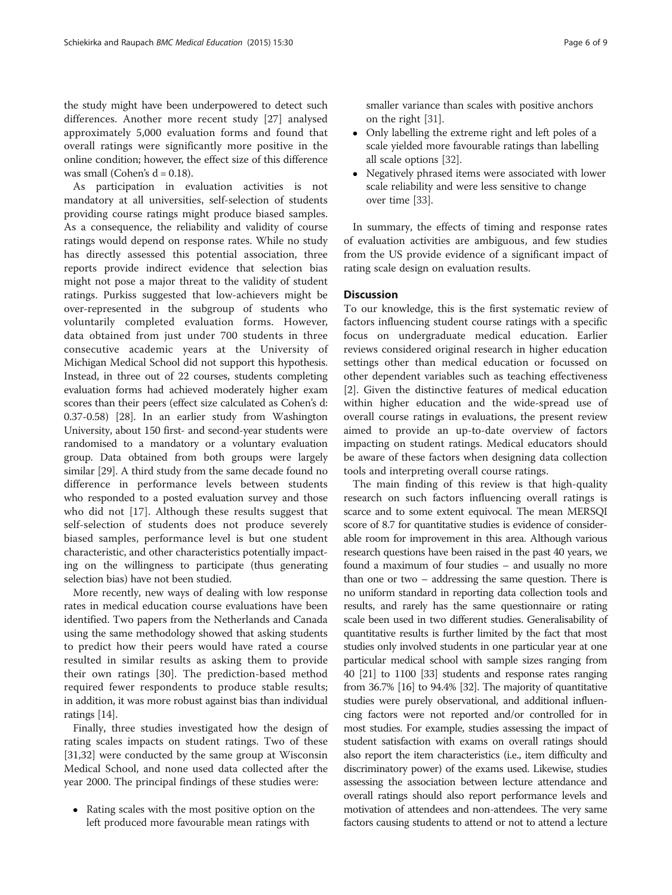the study might have been underpowered to detect such differences. Another more recent study [27] analysed approximately 5,000 evaluation forms and found that overall ratings were significantly more positive in the online condition; however, the effect size of this difference was small (Cohen's d = 0.18).

As participation in evaluation activities is not mandatory at all universities, self-selection of students providing course ratings might produce biased samples. As a consequence, the reliability and validity of course ratings would depend on response rates. While no study has directly assessed this potential association, three reports provide indirect evidence that selection bias might not pose a major threat to the validity of student ratings. Purkiss suggested that low-achievers might be over-represented in the subgroup of students who voluntarily completed evaluation forms. However, data obtained from just under 700 students in three consecutive academic years at the University of Michigan Medical School did not support this hypothesis. Instead, in three out of 22 courses, students completing evaluation forms had achieved moderately higher exam scores than their peers (effect size calculated as Cohen's d: 0.37-0.58) [28]. In an earlier study from Washington University, about 150 first- and second-year students were randomised to a mandatory or a voluntary evaluation group. Data obtained from both groups were largely similar [29]. A third study from the same decade found no difference in performance levels between students who responded to a posted evaluation survey and those who did not [17]. Although these results suggest that self-selection of students does not produce severely biased samples, performance level is but one student characteristic, and other characteristics potentially impacting on the willingness to participate (thus generating selection bias) have not been studied.

More recently, new ways of dealing with low response rates in medical education course evaluations have been identified. Two papers from the Netherlands and Canada using the same methodology showed that asking students to predict how their peers would have rated a course resulted in similar results as asking them to provide their own ratings [30]. The prediction-based method required fewer respondents to produce stable results; in addition, it was more robust against bias than individual ratings [14].

Finally, three studies investigated how the design of rating scales impacts on student ratings. Two of these [31,32] were conducted by the same group at Wisconsin Medical School, and none used data collected after the year 2000. The principal findings of these studies were:

- Rating scales with the most positive option on the left produced more favourable mean ratings with smaller variance than scales with positive anchors on the right [31].
- Only labelling the extreme right and left poles of a scale yielded more favourable ratings than labelling all scale options [32].
- Negatively phrased items were associated with lower scale reliability and were less sensitive to change over time [33].

In summary, the effects of timing and response rates of evaluation activities are ambiguous, and few studies from the US provide evidence of a significant impact of rating scale design on evaluation results.

## Discussion

To our knowledge, this is the first systematic review of factors influencing student course ratings with a specific focus on undergraduate medical education. Earlier reviews considered original research in higher education settings other than medical education or focussed on other dependent variables such as teaching effectiveness [2]. Given the distinctive features of medical education within higher education and the wide-spread use of overall course ratings in evaluations, the present review aimed to provide an up-to-date overview of factors impacting on student ratings. Medical educators should be aware of these factors when designing data collection tools and interpreting overall course ratings.

The main finding of this review is that high-quality research on such factors influencing overall ratings is scarce and to some extent equivocal. The mean MERSQI score of 8.7 for quantitative studies is evidence of considerable room for improvement in this area. Although various research questions have been raised in the past 40 years, we found a maximum of four studies – and usually no more than one or two – addressing the same question. There is no uniform standard in reporting data collection tools and results, and rarely has the same questionnaire or rating scale been used in two different studies. Generalisability of quantitative results is further limited by the fact that most studies only involved students in one particular year at one particular medical school with sample sizes ranging from 40 [21] to 1100 [33] students and response rates ranging from 36.7% [16] to 94.4% [32]. The majority of quantitative studies were purely observational, and additional influencing factors were not reported and/or controlled for in most studies. For example, studies assessing the impact of student satisfaction with exams on overall ratings should also report the item characteristics (i.e., item difficulty and discriminatory power) of the exams used. Likewise, studies assessing the association between lecture attendance and overall ratings should also report performance levels and motivation of attendees and non-attendees. The very same factors causing students to attend or not to attend a lecture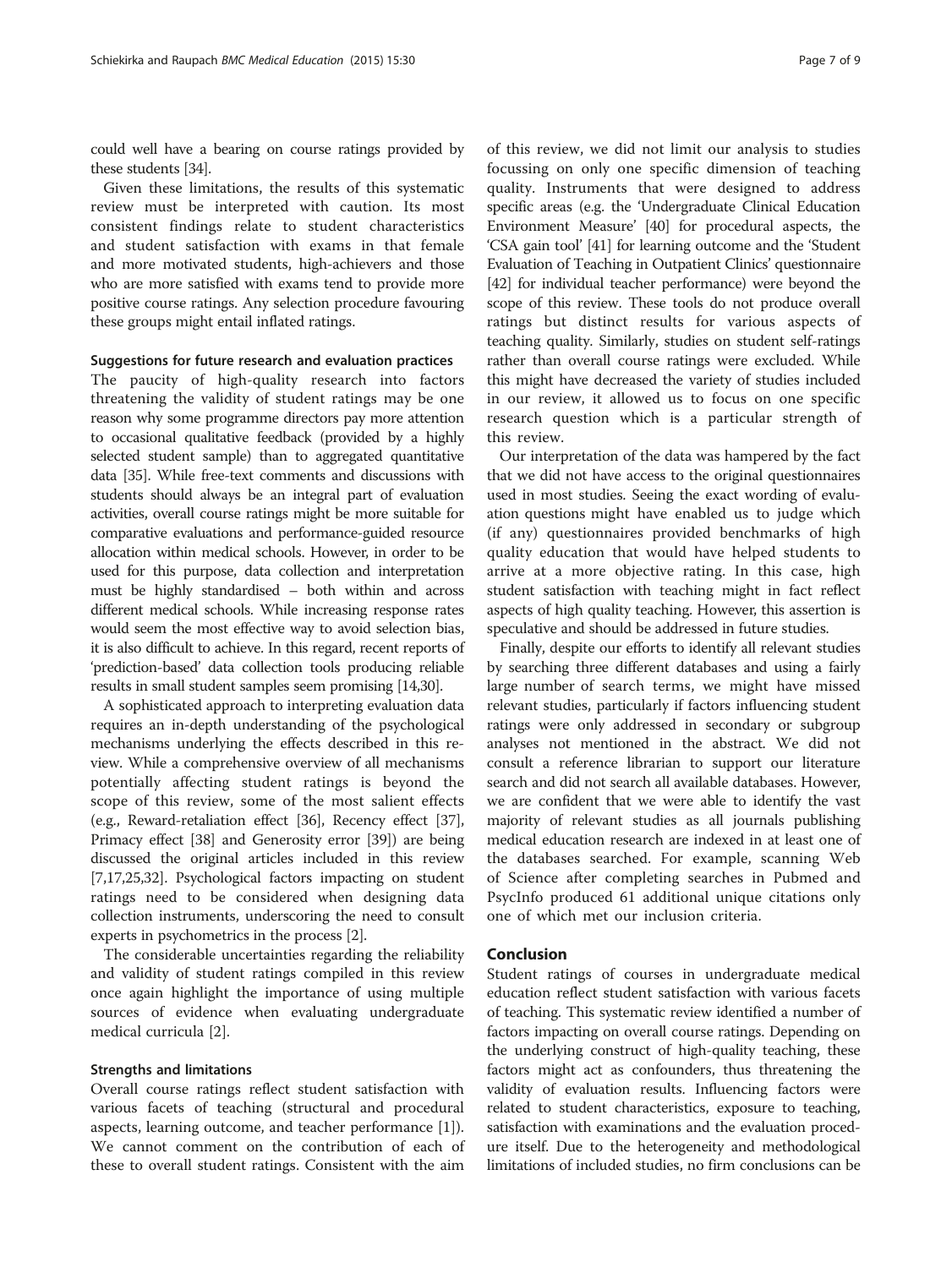could well have a bearing on course ratings provided by these students [34].

Given these limitations, the results of this systematic review must be interpreted with caution. Its most consistent findings relate to student characteristics and student satisfaction with exams in that female and more motivated students, high-achievers and those who are more satisfied with exams tend to provide more positive course ratings. Any selection procedure favouring these groups might entail inflated ratings.

### Suggestions for future research and evaluation practices

The paucity of high-quality research into factors threatening the validity of student ratings may be one reason why some programme directors pay more attention to occasional qualitative feedback (provided by a highly selected student sample) than to aggregated quantitative data [35]. While free-text comments and discussions with students should always be an integral part of evaluation activities, overall course ratings might be more suitable for comparative evaluations and performance-guided resource allocation within medical schools. However, in order to be used for this purpose, data collection and interpretation must be highly standardised – both within and across different medical schools. While increasing response rates would seem the most effective way to avoid selection bias, it is also difficult to achieve. In this regard, recent reports of 'prediction-based' data collection tools producing reliable results in small student samples seem promising [14,30].

A sophisticated approach to interpreting evaluation data requires an in-depth understanding of the psychological mechanisms underlying the effects described in this review. While a comprehensive overview of all mechanisms potentially affecting student ratings is beyond the scope of this review, some of the most salient effects (e.g., Reward-retaliation effect [36], Recency effect [37], Primacy effect [38] and Generosity error [39]) are being discussed the original articles included in this review [7,17,25,32]. Psychological factors impacting on student ratings need to be considered when designing data collection instruments, underscoring the need to consult experts in psychometrics in the process [2].

The considerable uncertainties regarding the reliability and validity of student ratings compiled in this review once again highlight the importance of using multiple sources of evidence when evaluating undergraduate medical curricula [2].

### Strengths and limitations

Overall course ratings reflect student satisfaction with various facets of teaching (structural and procedural aspects, learning outcome, and teacher performance [1]). We cannot comment on the contribution of each of these to overall student ratings. Consistent with the aim of this review, we did not limit our analysis to studies focussing on only one specific dimension of teaching quality. Instruments that were designed to address specific areas (e.g. the 'Undergraduate Clinical Education Environment Measure' [40] for procedural aspects, the 'CSA gain tool' [41] for learning outcome and the 'Student Evaluation of Teaching in Outpatient Clinics' questionnaire [42] for individual teacher performance) were beyond the scope of this review. These tools do not produce overall ratings but distinct results for various aspects of teaching quality. Similarly, studies on student self-ratings rather than overall course ratings were excluded. While this might have decreased the variety of studies included in our review, it allowed us to focus on one specific research question which is a particular strength of this review.

Our interpretation of the data was hampered by the fact that we did not have access to the original questionnaires used in most studies. Seeing the exact wording of evaluation questions might have enabled us to judge which (if any) questionnaires provided benchmarks of high quality education that would have helped students to arrive at a more objective rating. In this case, high student satisfaction with teaching might in fact reflect aspects of high quality teaching. However, this assertion is speculative and should be addressed in future studies.

Finally, despite our efforts to identify all relevant studies by searching three different databases and using a fairly large number of search terms, we might have missed relevant studies, particularly if factors influencing student ratings were only addressed in secondary or subgroup analyses not mentioned in the abstract. We did not consult a reference librarian to support our literature search and did not search all available databases. However, we are confident that we were able to identify the vast majority of relevant studies as all journals publishing medical education research are indexed in at least one of the databases searched. For example, scanning Web of Science after completing searches in Pubmed and PsycInfo produced 61 additional unique citations only one of which met our inclusion criteria.

## Conclusion

Student ratings of courses in undergraduate medical education reflect student satisfaction with various facets of teaching. This systematic review identified a number of factors impacting on overall course ratings. Depending on the underlying construct of high-quality teaching, these factors might act as confounders, thus threatening the validity of evaluation results. Influencing factors were related to student characteristics, exposure to teaching, satisfaction with examinations and the evaluation procedure itself. Due to the heterogeneity and methodological limitations of included studies, no firm conclusions can be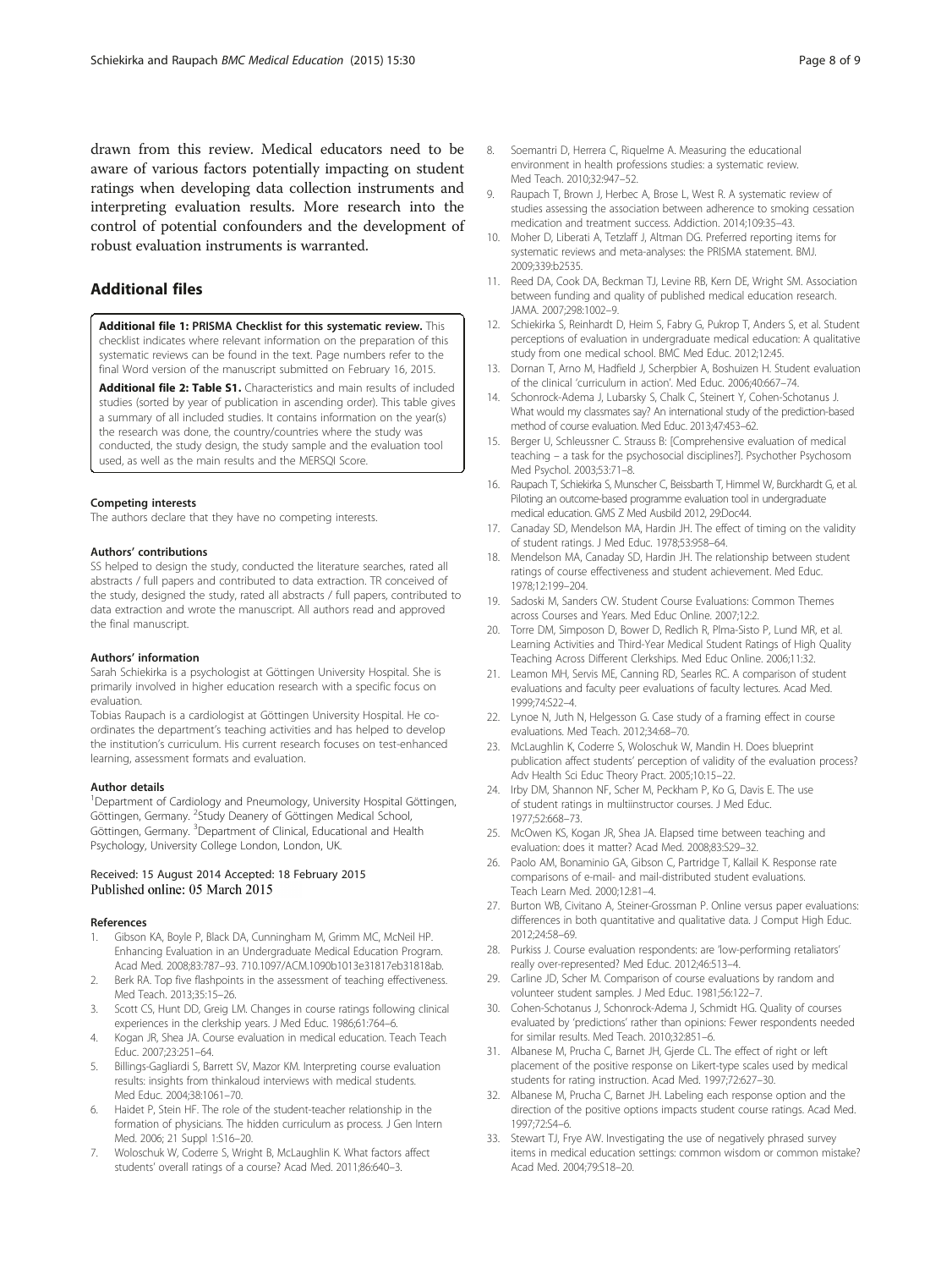drawn from this review. Medical educators need to be aware of various factors potentially impacting on student ratings when developing data collection instruments and interpreting evaluation results. More research into the control of potential confounders and the development of robust evaluation instruments is warranted.

## Additional files

**Additional file 1: PRISMA Checklist for this systematic review.** This checklist indicates where relevant information on the preparation of this systematic reviews can be found in the text. Page numbers refer to the final Word version of the manuscript submitted on February 16, 2015.

**Additional file 2: Table S1.** Characteristics and main results of included studies (sorted by year of publication in ascending order). This table gives a summary of all included studies. It contains information on the year(s) the research was done, the country/countries where the study was conducted, the study design, the study sample and the evaluation tool used, as well as the main results and the MERSQI Score.

#### Competing interests

The authors declare that they have no competing interests.

#### Authors' contributions

SS helped to design the study, conducted the literature searches, rated all abstracts / full papers and contributed to data extraction. TR conceived of the study, designed the study, rated all abstracts / full papers, contributed to data extraction and wrote the manuscript. All authors read and approved the final manuscript.

#### Authors' information

Sarah Schiekirka is a psychologist at Göttingen University Hospital. She is primarily involved in higher education research with a specific focus on evaluation.

Tobias Raupach is a cardiologist at Göttingen University Hospital. He co-ordinates the department's teaching activities and has helped to develop the institution's curriculum. His current research focuses on test-enhanced learning, assessment formats and evaluation.

#### Author details

[1]Department of Cardiology and Pneumology, University Hospital Göttingen, Göttingen, Germany. [2]Study Deanery of Göttingen Medical School, Göttingen, Germany. [3]Department of Clinical, Educational and Health Psychology, University College London, London, UK.

Received: 15 August 2014 Accepted: 18 February 2015
Published online: 05 March 2015

#### References

1. Gibson KA, Boyle P, Black DA, Cunningham M, Grimm MC, McNeil HP. Enhancing Evaluation in an Undergraduate Medical Education Program. Acad Med. 2008;83:787–93. 710.1097/ACM.1090b1013e31817eb31818ab.
2. Berk RA. Top five flashpoints in the assessment of teaching effectiveness. Med Teach. 2013;35:15–26.
3. Scott CS, Hunt DD, Greig LM. Changes in course ratings following clinical experiences in the clerkship years. J Med Educ. 1986;61:764–6.
4. Kogan JR, Shea JA. Course evaluation in medical education. Teach Teach Educ. 2007;23:251–64.
5. Billings-Gagliardi S, Barrett SV, Mazor KM. Interpreting course evaluation results: insights from thinkaloud interviews with medical students. Med Educ. 2004;38:1061–70.
6. Haidet P, Stein HF. The role of the student-teacher relationship in the formation of physicians. The hidden curriculum as process. J Gen Intern Med. 2006; 21 Suppl 1:S16–20.
7. Woloschuk W, Coderre S, Wright B, McLaughlin K. What factors affect students' overall ratings of a course? Acad Med. 2011;86:640–3.
8. Soemantri D, Herrera C, Riquelme A. Measuring the educational environment in health professions studies: a systematic review. Med Teach. 2010;32:947–52.
9. Raupach T, Brown J, Herbec A, Brose L, West R. A systematic review of studies assessing the association between adherence to smoking cessation medication and treatment success. Addiction. 2014;109:35–43.
10. Moher D, Liberati A, Tetzlaff J, Altman DG. Preferred reporting items for systematic reviews and meta-analyses: the PRISMA statement. BMJ. 2009;339:b2535.
11. Reed DA, Cook DA, Beckman TJ, Levine RB, Kern DE, Wright SM. Association between funding and quality of published medical education research. JAMA. 2007;298:1002–9.
12. Schiekirka S, Reinhardt D, Heim S, Fabry G, Pukrop T, Anders S, et al. Student perceptions of evaluation in undergraduate medical education: A qualitative study from one medical school. BMC Med Educ. 2012;12:45.
13. Dornan T, Arno M, Hadfield J, Scherpbier A, Boshuizen H. Student evaluation of the clinical 'curriculum in action'. Med Educ. 2006;40:667–74.
14. Schonrock-Adema J, Lubarsky S, Chalk C, Steinert Y, Cohen-Schotanus J. What would my classmates say? An international study of the prediction-based method of course evaluation. Med Educ. 2013;47:453–62.
15. Berger U, Schleussner C. Strauss B: [Comprehensive evaluation of medical teaching – a task for the psychosocial disciplines?]. Psychother Psychosom Med Psychol. 2003;53:71–8.
16. Raupach T, Schiekirka S, Munscher C, Beissbarth T, Himmel W, Burckhardt G, et al. Piloting an outcome-based programme evaluation tool in undergraduate medical education. GMS Z Med Ausbild 2012, 29:Doc44.
17. Canaday SD, Mendelson MA, Hardin JH. The effect of timing on the validity of student ratings. J Med Educ. 1978;53:958–64.
18. Mendelson MA, Canaday SD, Hardin JH. The relationship between student ratings of course effectiveness and student achievement. Med Educ. 1978;12:199–204.
19. Sadoski M, Sanders CW. Student Course Evaluations: Common Themes across Courses and Years. Med Educ Online. 2007;12:2.
20. Torre DM, Simposon D, Bower D, Redlich R, Plma-Sisto P, Lund MR, et al. Learning Activities and Third-Year Medical Student Ratings of High Quality Teaching Across Different Clerkships. Med Educ Online. 2006;11:32.
21. Leamon MH, Servis ME, Canning RD, Searles RC. A comparison of student evaluations and faculty peer evaluations of faculty lectures. Acad Med. 1999;74:S22–4.
22. Lynoe N, Juth N, Helgesson G. Case study of a framing effect in course evaluations. Med Teach. 2012;34:68–70.
23. McLaughlin K, Coderre S, Woloschuk W, Mandin H. Does blueprint publication affect students' perception of validity of the evaluation process? Adv Health Sci Educ Theory Pract. 2005;10:15–22.
24. Irby DM, Shannon NF, Scher M, Peckham P, Ko G, Davis E. The use of student ratings in multiinstructor courses. J Med Educ. 1977;52:668–73.
25. McOwen KS, Kogan JR, Shea JA. Elapsed time between teaching and evaluation: does it matter? Acad Med. 2008;83:S29–32.
26. Paolo AM, Bonaminio GA, Gibson C, Partridge T, Kallail K. Response rate comparisons of e-mail- and mail-distributed student evaluations. Teach Learn Med. 2000;12:81–4.
27. Burton WB, Civitano A, Steiner-Grossman P. Online versus paper evaluations: differences in both quantitative and qualitative data. J Comput High Educ. 2012;24:58–69.
28. Purkiss J. Course evaluation respondents: are 'low-performing retaliators' really over-represented? Med Educ. 2012;46:513–4.
29. Carline JD, Scher M. Comparison of course evaluations by random and volunteer student samples. J Med Educ. 1981;56:122–7.
30. Cohen-Schotanus J, Schonrock-Adema J, Schmidt HG. Quality of courses evaluated by 'predictions' rather than opinions: Fewer respondents needed for similar results. Med Teach. 2010;32:851–6.
31. Albanese M, Prucha C, Barnet JH, Gjerde CL. The effect of right or left placement of the positive response on Likert-type scales used by medical students for rating instruction. Acad Med. 1997;72:627–30.
32. Albanese M, Prucha C, Barnet JH. Labeling each response option and the direction of the positive options impacts student course ratings. Acad Med. 1997;72:S4–6.
33. Stewart TJ, Frye AW. Investigating the use of negatively phrased survey items in medical education settings: common wisdom or common mistake? Acad Med. 2004;79:S18–20.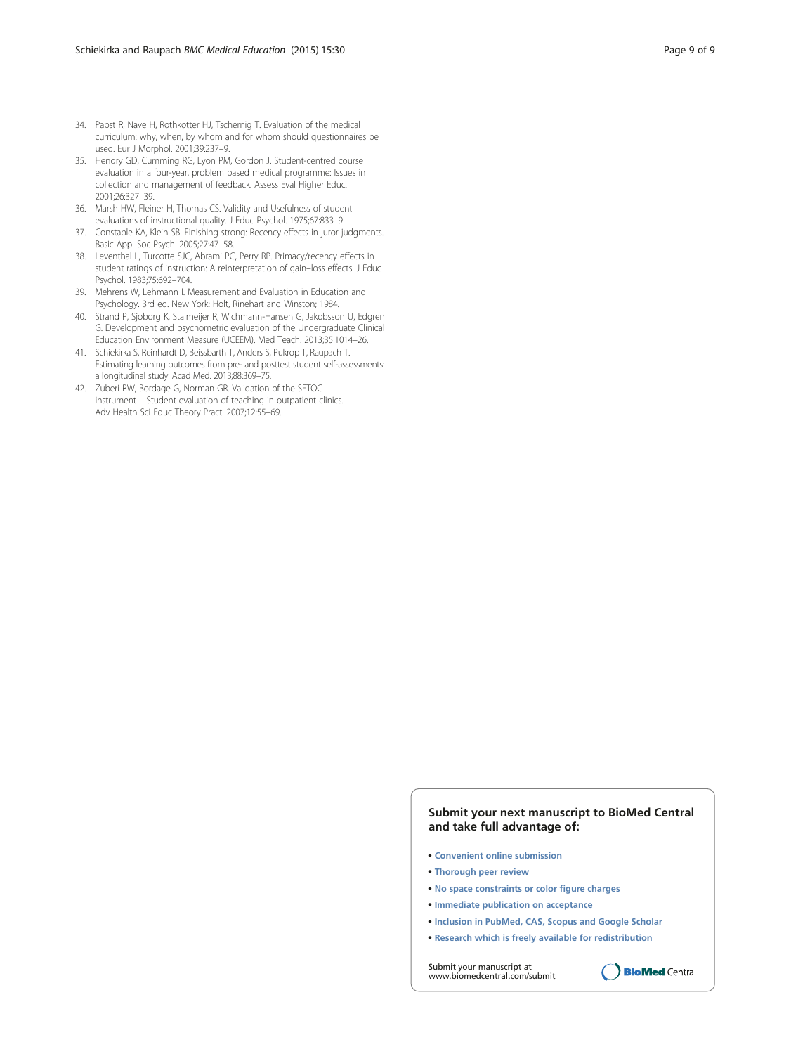34. Pabst R, Nave H, Rothkotter HJ, Tschernig T. Evaluation of the medical curriculum: why, when, by whom and for whom should questionnaires be used. Eur J Morphol. 2001;39:237–9.
35. Hendry GD, Cumming RG, Lyon PM, Gordon J. Student-centred course evaluation in a four-year, problem based medical programme: Issues in collection and management of feedback. Assess Eval Higher Educ. 2001;26:327–39.
36. Marsh HW, Fleiner H, Thomas CS. Validity and Usefulness of student evaluations of instructional quality. J Educ Psychol. 1975;67:833–9.
37. Constable KA, Klein SB. Finishing strong: Recency effects in juror judgments. Basic Appl Soc Psych. 2005;27:47–58.
38. Leventhal L, Turcotte SJC, Abrami PC, Perry RP. Primacy/recency effects in student ratings of instruction: A reinterpretation of gain–loss effects. J Educ Psychol. 1983;75:692–704.
39. Mehrens W, Lehmann I. Measurement and Evaluation in Education and Psychology. 3rd ed. New York: Holt, Rinehart and Winston; 1984.
40. Strand P, Sjoborg K, Stalmeijer R, Wichmann-Hansen G, Jakobsson U, Edgren G. Development and psychometric evaluation of the Undergraduate Clinical Education Environment Measure (UCEEM). Med Teach. 2013;35:1014–26.
41. Schiekirka S, Reinhardt D, Beissbarth T, Anders S, Pukrop T, Raupach T. Estimating learning outcomes from pre- and posttest student self-assessments: a longitudinal study. Acad Med. 2013;88:369–75.
42. Zuberi RW, Bordage G, Norman GR. Validation of the SETOC instrument – Student evaluation of teaching in outpatient clinics. Adv Health Sci Educ Theory Pract. 2007;12:55–69.

**Submit your next manuscript to BioMed Central and take full advantage of:**

- **Convenient online submission**
- **Thorough peer review**
- **No space constraints or color figure charges**
- **Immediate publication on acceptance**
- **Inclusion in PubMed, CAS, Scopus and Google Scholar**
- **Research which is freely available for redistribution**

Submit your manuscript at
www.biomedcentral.com/submit

BioMed Central